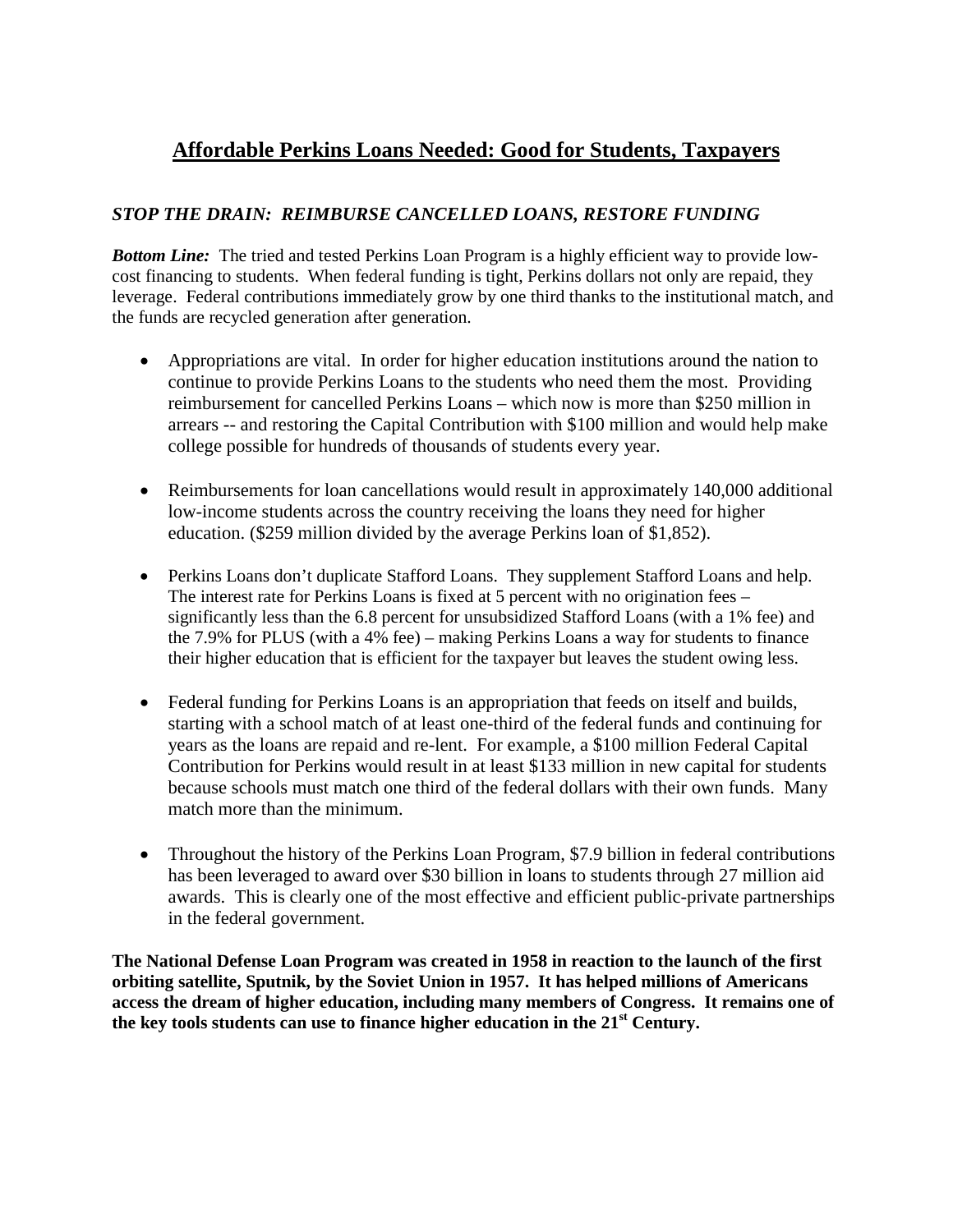# Affordable Perkins Loans Needed: Good for Students, Taxpayers

## *STOP THE DRAIN: REIMBURSE CANCELLED LOANS, RESTORE FUNDING*

***Bottom Line:*** The tried and tested Perkins Loan Program is a highly efficient way to provide low-cost financing to students. When federal funding is tight, Perkins dollars not only are repaid, they leverage. Federal contributions immediately grow by one third thanks to the institutional match, and the funds are recycled generation after generation.

- Appropriations are vital. In order for higher education institutions around the nation to continue to provide Perkins Loans to the students who need them the most. Providing reimbursement for cancelled Perkins Loans – which now is more than $250 million in arrears -- and restoring the Capital Contribution with $100 million and would help make college possible for hundreds of thousands of students every year.

- Reimbursements for loan cancellations would result in approximately 140,000 additional low-income students across the country receiving the loans they need for higher education. ($259 million divided by the average Perkins loan of $1,852).

- Perkins Loans don't duplicate Stafford Loans. They supplement Stafford Loans and help. The interest rate for Perkins Loans is fixed at 5 percent with no origination fees – significantly less than the 6.8 percent for unsubsidized Stafford Loans (with a 1% fee) and the 7.9% for PLUS (with a 4% fee) – making Perkins Loans a way for students to finance their higher education that is efficient for the taxpayer but leaves the student owing less.

- Federal funding for Perkins Loans is an appropriation that feeds on itself and builds, starting with a school match of at least one-third of the federal funds and continuing for years as the loans are repaid and re-lent. For example, a $100 million Federal Capital Contribution for Perkins would result in at least $133 million in new capital for students because schools must match one third of the federal dollars with their own funds. Many match more than the minimum.

- Throughout the history of the Perkins Loan Program, $7.9 billion in federal contributions has been leveraged to award over $30 billion in loans to students through 27 million aid awards. This is clearly one of the most effective and efficient public-private partnerships in the federal government.

**The National Defense Loan Program was created in 1958 in reaction to the launch of the first orbiting satellite, Sputnik, by the Soviet Union in 1957. It has helped millions of Americans access the dream of higher education, including many members of Congress. It remains one of the key tools students can use to finance higher education in the 21st Century.**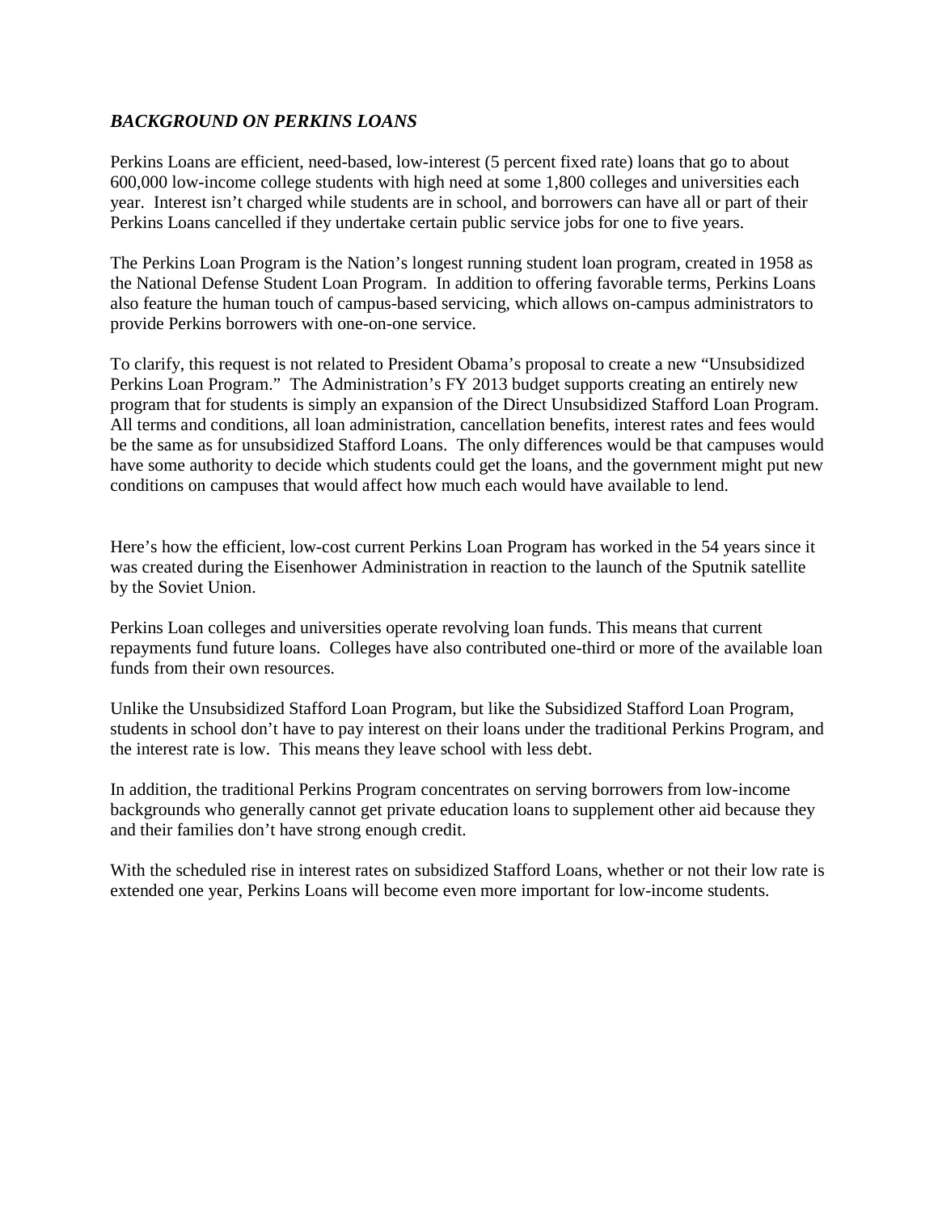### ***BACKGROUND ON PERKINS LOANS***

Perkins Loans are efficient, need-based, low-interest (5 percent fixed rate) loans that go to about 600,000 low-income college students with high need at some 1,800 colleges and universities each year. Interest isn't charged while students are in school, and borrowers can have all or part of their Perkins Loans cancelled if they undertake certain public service jobs for one to five years.

The Perkins Loan Program is the Nation's longest running student loan program, created in 1958 as the National Defense Student Loan Program. In addition to offering favorable terms, Perkins Loans also feature the human touch of campus-based servicing, which allows on-campus administrators to provide Perkins borrowers with one-on-one service.

To clarify, this request is not related to President Obama's proposal to create a new "Unsubsidized Perkins Loan Program." The Administration's FY 2013 budget supports creating an entirely new program that for students is simply an expansion of the Direct Unsubsidized Stafford Loan Program. All terms and conditions, all loan administration, cancellation benefits, interest rates and fees would be the same as for unsubsidized Stafford Loans. The only differences would be that campuses would have some authority to decide which students could get the loans, and the government might put new conditions on campuses that would affect how much each would have available to lend.

Here's how the efficient, low-cost current Perkins Loan Program has worked in the 54 years since it was created during the Eisenhower Administration in reaction to the launch of the Sputnik satellite by the Soviet Union.

Perkins Loan colleges and universities operate revolving loan funds. This means that current repayments fund future loans. Colleges have also contributed one-third or more of the available loan funds from their own resources.

Unlike the Unsubsidized Stafford Loan Program, but like the Subsidized Stafford Loan Program, students in school don't have to pay interest on their loans under the traditional Perkins Program, and the interest rate is low. This means they leave school with less debt.

In addition, the traditional Perkins Program concentrates on serving borrowers from low-income backgrounds who generally cannot get private education loans to supplement other aid because they and their families don't have strong enough credit.

With the scheduled rise in interest rates on subsidized Stafford Loans, whether or not their low rate is extended one year, Perkins Loans will become even more important for low-income students.